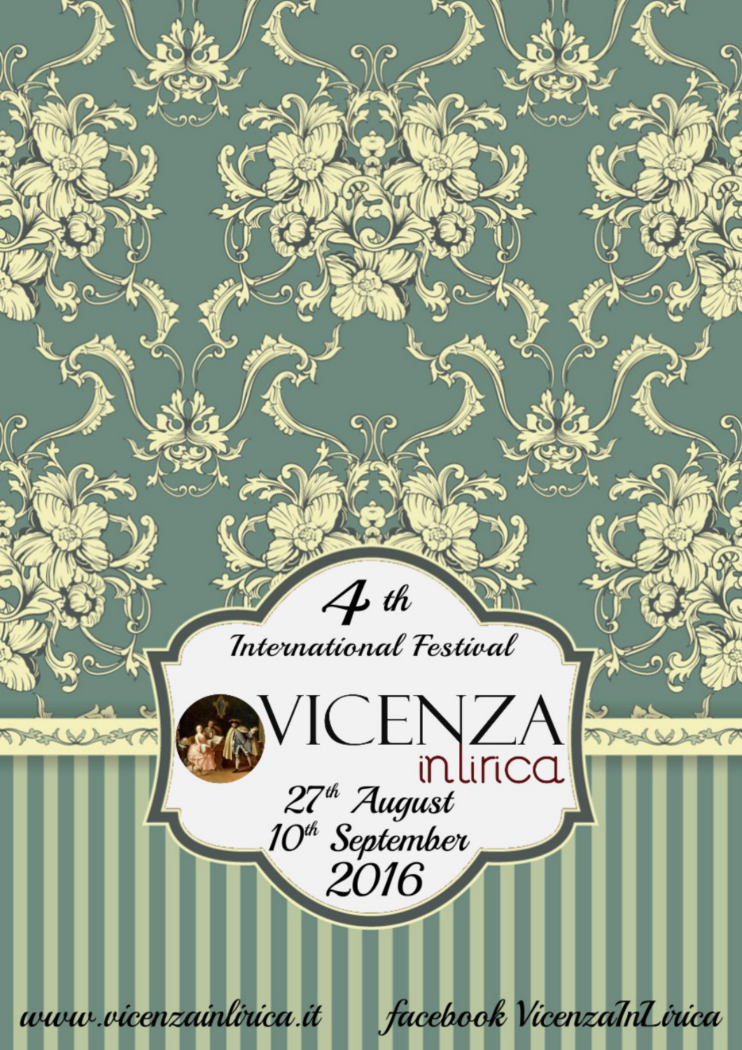4th

International Festival

# VICENZA in lirica

27th August
10th September
2016

www.vicenzainlirica.it facebook VicenzaInLirica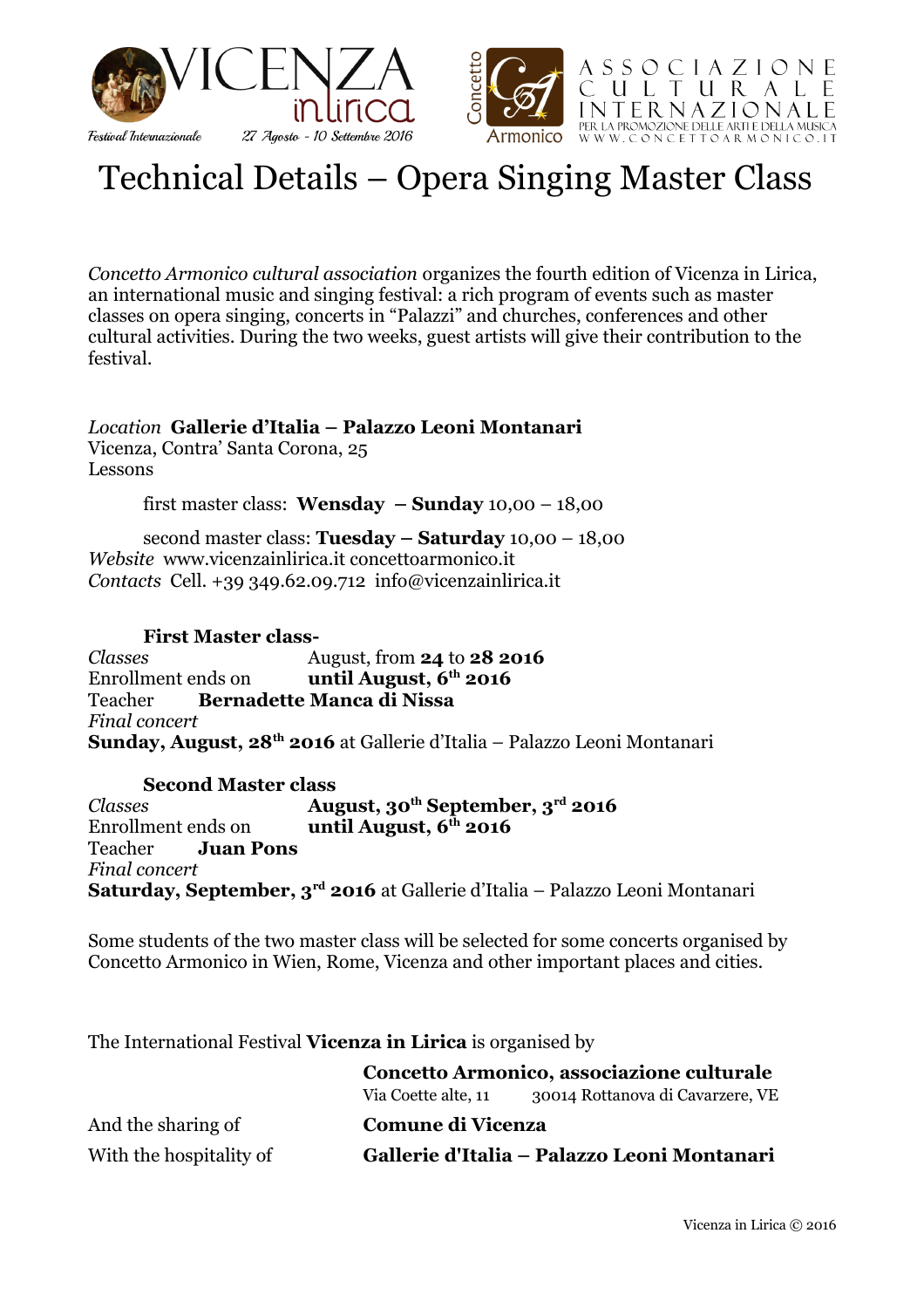VICENZA in lirica

*Festival Internazionale* 27 Agosto - 10 Settembre 2016

Concetto Armonico

ASSOCIAZIONE CULTURALE INTERNAZIONALE
PER LA PROMOZIONE DELLE ARTI E DELLA MUSICA
WWW.CONCETTOARMONICO.IT

# Technical Details – Opera Singing Master Class

*Concetto Armonico cultural association* organizes the fourth edition of Vicenza in Lirica, an international music and singing festival: a rich program of events such as master classes on opera singing, concerts in "Palazzi" and churches, conferences and other cultural activities. During the two weeks, guest artists will give their contribution to the festival.

*Location* **Gallerie d'Italia – Palazzo Leoni Montanari**
Vicenza, Contra' Santa Corona, 25
Lessons

first master class: **Wensday – Sunday** 10,00 – 18,00

second master class: **Tuesday – Saturday** 10,00 – 18,00

*Website* www.vicenzainlirica.it concettoarmonico.it
*Contacts* Cell. +39 349.62.09.712 info@vicenzainlirica.it

**First Master class-**

*Classes* August, from **24** to **28 2016**
Enrollment ends on **until August, 6th 2016**
Teacher **Bernadette Manca di Nissa**
*Final concert*
**Sunday, August, 28th 2016** at Gallerie d'Italia – Palazzo Leoni Montanari

**Second Master class**

*Classes* **August, 30th September, 3rd 2016**
Enrollment ends on **until August, 6th 2016**
Teacher **Juan Pons**
*Final concert*
**Saturday, September, 3rd 2016** at Gallerie d'Italia – Palazzo Leoni Montanari

Some students of the two master class will be selected for some concerts organised by Concetto Armonico in Wien, Rome, Vicenza and other important places and cities.

The International Festival **Vicenza in Lirica** is organised by

**Concetto Armonico, associazione culturale**
Via Coette alte, 11 30014 Rottanova di Cavarzere, VE

And the sharing of **Comune di Vicenza**

With the hospitality of **Gallerie d'Italia – Palazzo Leoni Montanari**

Vicenza in Lirica © 2016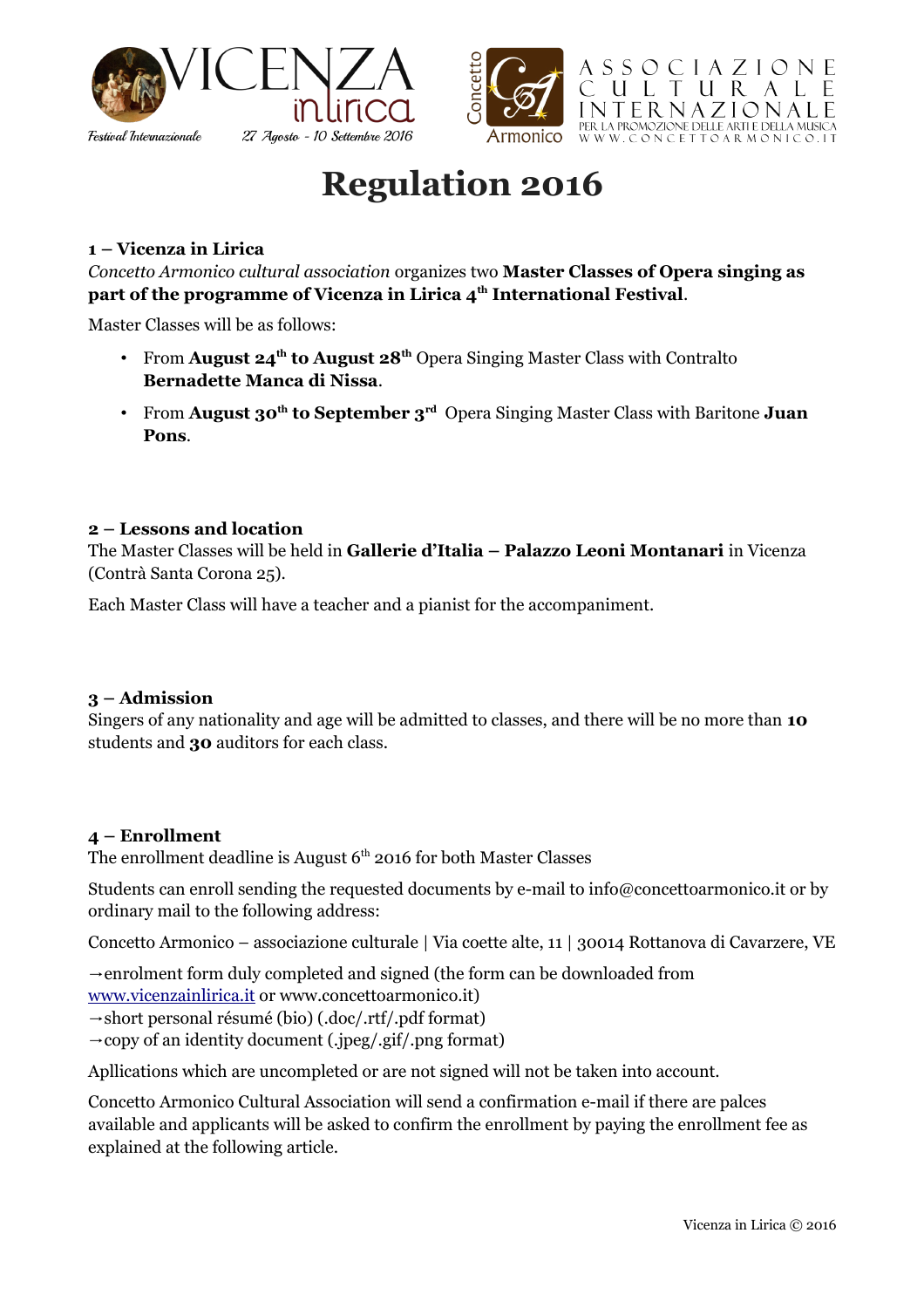# Regulation 2016

**1 – Vicenza in Lirica**

*Concetto Armonico cultural association* organizes two **Master Classes of Opera singing as part of the programme of Vicenza in Lirica 4th International Festival**.

Master Classes will be as follows:

- From **August 24th to August 28th** Opera Singing Master Class with Contralto **Bernadette Manca di Nissa**.
- From **August 30th to September 3rd** Opera Singing Master Class with Baritone **Juan Pons**.

**2 – Lessons and location**

The Master Classes will be held in **Gallerie d'Italia – Palazzo Leoni Montanari** in Vicenza (Contrà Santa Corona 25).

Each Master Class will have a teacher and a pianist for the accompaniment.

**3 – Admission**

Singers of any nationality and age will be admitted to classes, and there will be no more than **10** students and **30** auditors for each class.

**4 – Enrollment**

The enrollment deadline is August 6th 2016 for both Master Classes

Students can enroll sending the requested documents by e-mail to info@concettoarmonico.it or by ordinary mail to the following address:

Concetto Armonico – associazione culturale | Via coette alte, 11 | 30014 Rottanova di Cavarzere, VE

→enrolment form duly completed and signed (the form can be downloaded from www.vicenzainlirica.it or www.concettoarmonico.it)
→short personal résumé (bio) (.doc/.rtf/.pdf format)
→copy of an identity document (.jpeg/.gif/.png format)

Apllications which are uncompleted or are not signed will not be taken into account.

Concetto Armonico Cultural Association will send a confirmation e-mail if there are palces available and applicants will be asked to confirm the enrollment by paying the enrollment fee as explained at the following article.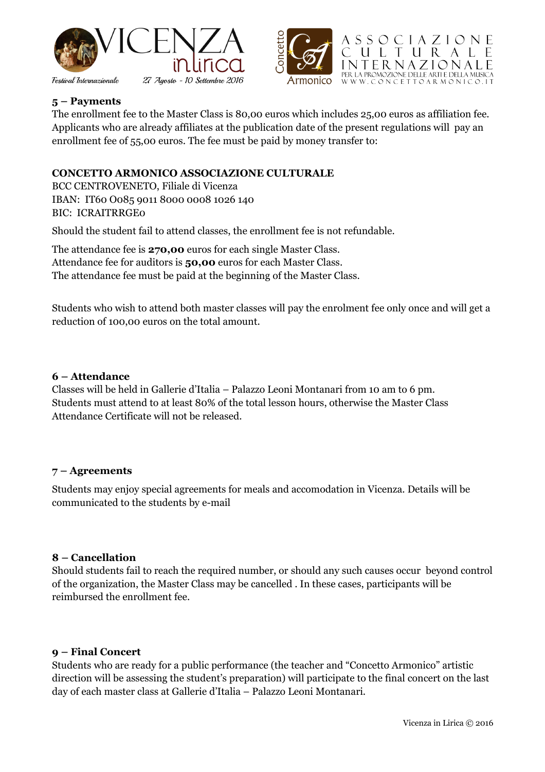### 5 – Payments

The enrollment fee to the Master Class is 80,00 euros which includes 25,00 euros as affiliation fee. Applicants who are already affiliates at the publication date of the present regulations will pay an enrollment fee of 55,00 euros. The fee must be paid by money transfer to:

**CONCETTO ARMONICO ASSOCIAZIONE CULTURALE**
BCC CENTROVENETO, Filiale di Vicenza
IBAN: IT60 O085 9011 8000 0008 1026 140
BIC: ICRAITRRGE0

Should the student fail to attend classes, the enrollment fee is not refundable.

The attendance fee is **270,00** euros for each single Master Class.
Attendance fee for auditors is **50,00** euros for each Master Class.
The attendance fee must be paid at the beginning of the Master Class.

Students who wish to attend both master classes will pay the enrolment fee only once and will get a reduction of 100,00 euros on the total amount.

### 6 – Attendance

Classes will be held in Gallerie d'Italia – Palazzo Leoni Montanari from 10 am to 6 pm.
Students must attend to at least 80% of the total lesson hours, otherwise the Master Class Attendance Certificate will not be released.

### 7 – Agreements

Students may enjoy special agreements for meals and accomodation in Vicenza. Details will be communicated to the students by e-mail

### 8 – Cancellation

Should students fail to reach the required number, or should any such causes occur beyond control of the organization, the Master Class may be cancelled . In these cases, participants will be reimbursed the enrollment fee.

### 9 – Final Concert

Students who are ready for a public performance (the teacher and "Concetto Armonico" artistic direction will be assessing the student's preparation) will participate to the final concert on the last day of each master class at Gallerie d'Italia – Palazzo Leoni Montanari.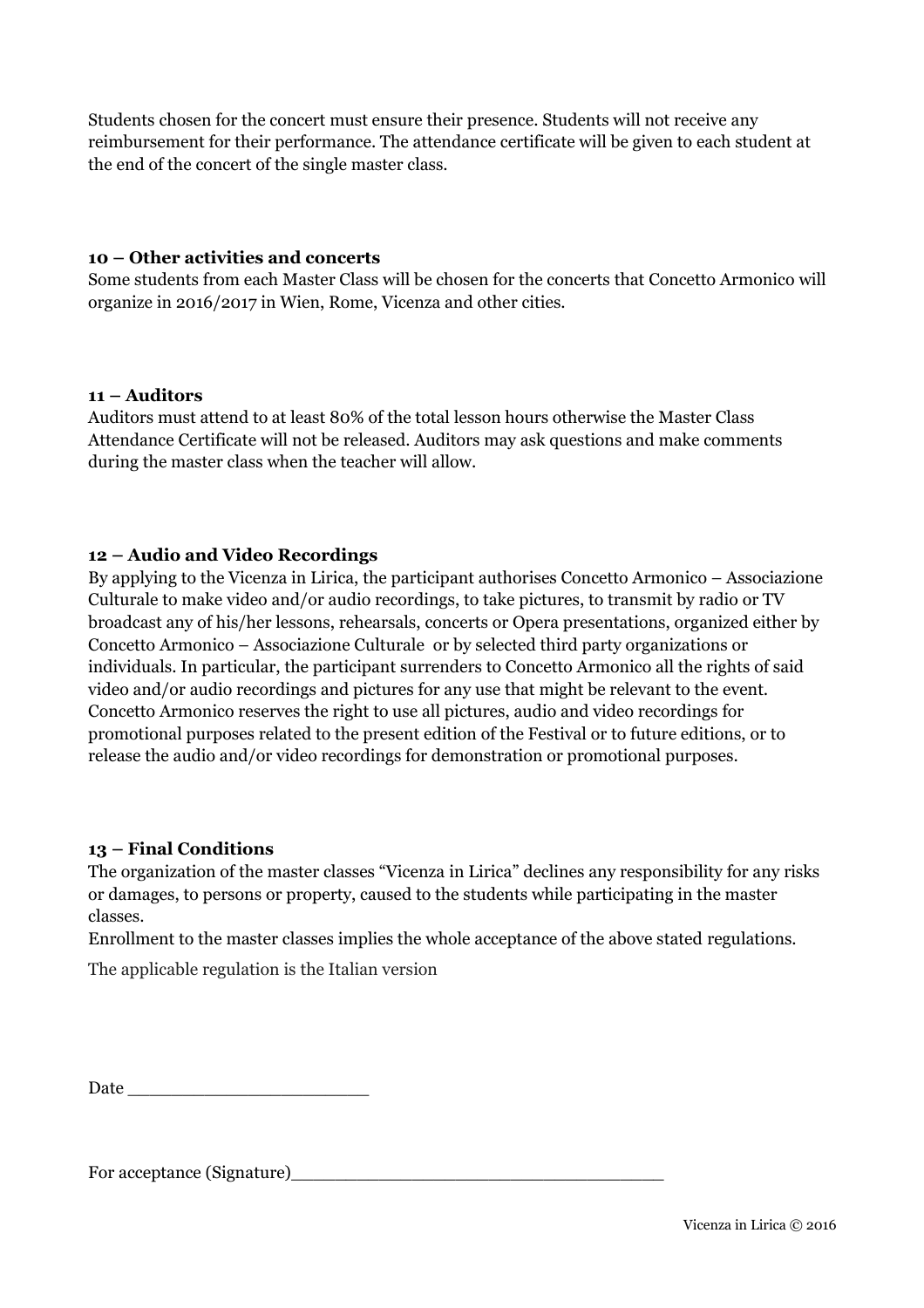Students chosen for the concert must ensure their presence. Students will not receive any reimbursement for their performance. The attendance certificate will be given to each student at the end of the concert of the single master class.

**10 – Other activities and concerts**

Some students from each Master Class will be chosen for the concerts that Concetto Armonico will organize in 2016/2017 in Wien, Rome, Vicenza and other cities.

**11 – Auditors**

Auditors must attend to at least 80% of the total lesson hours otherwise the Master Class Attendance Certificate will not be released. Auditors may ask questions and make comments during the master class when the teacher will allow.

**12 – Audio and Video Recordings**

By applying to the Vicenza in Lirica, the participant authorises Concetto Armonico – Associazione Culturale to make video and/or audio recordings, to take pictures, to transmit by radio or TV broadcast any of his/her lessons, rehearsals, concerts or Opera presentations, organized either by Concetto Armonico – Associazione Culturale or by selected third party organizations or individuals. In particular, the participant surrenders to Concetto Armonico all the rights of said video and/or audio recordings and pictures for any use that might be relevant to the event. Concetto Armonico reserves the right to use all pictures, audio and video recordings for promotional purposes related to the present edition of the Festival or to future editions, or to release the audio and/or video recordings for demonstration or promotional purposes.

**13 – Final Conditions**

The organization of the master classes "Vicenza in Lirica" declines any responsibility for any risks or damages, to persons or property, caused to the students while participating in the master classes.

Enrollment to the master classes implies the whole acceptance of the above stated regulations.

The applicable regulation is the Italian version

Date ______________________

For acceptance (Signature)__________________________________

Vicenza in Lirica © 2016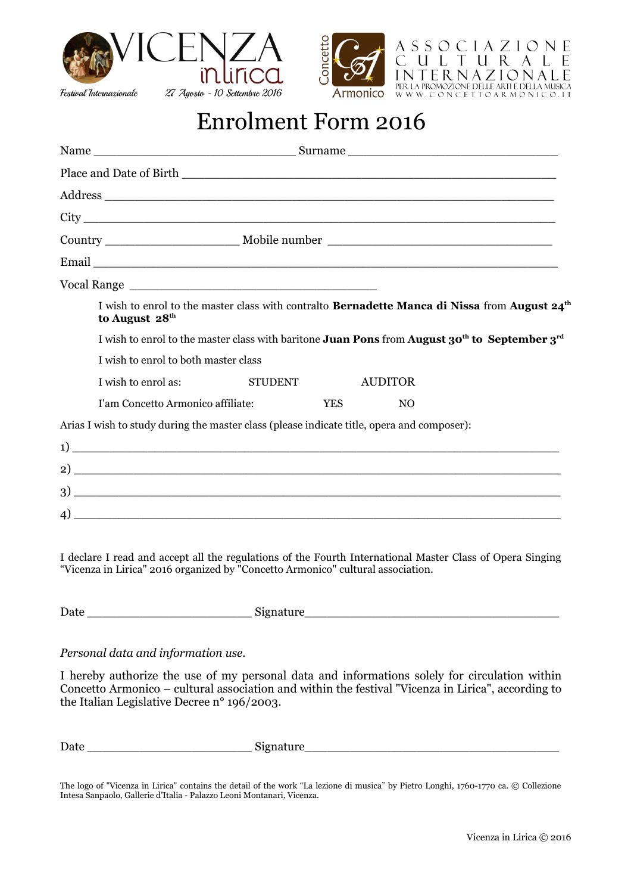VICENZA in lirica

Festival Internazionale 27 Agosto - 10 Settembre 2016

Concetto Armonico — ASSOCIAZIONE CULTURALE INTERNAZIONALE PER LA PROMOZIONE DELLE ARTI E DELLA MUSICA WWW.CONCETTOARMONICO.IT

# Enrolment Form 2016

Name ______________________________ Surname ______________________________

Place and Date of Birth ________________________________________________________

Address ___________________________________________________________________

City ______________________________________________________________________

Country ____________________ Mobile number __________________________________

Email _____________________________________________________________________

Vocal Range _____________________________________

I wish to enrol to the master class with contralto **Bernadette Manca di Nissa** from **August 24th to August 28th**

I wish to enrol to the master class with baritone **Juan Pons** from **August 30th to September 3rd**

I wish to enrol to both master class

I wish to enrol as: STUDENT AUDITOR

I'am Concetto Armonico affiliate: YES NO

Arias I wish to study during the master class (please indicate title, opera and composer):

1) ________________________________________________________________________

2) ________________________________________________________________________

3) ________________________________________________________________________

4) ________________________________________________________________________

I declare I read and accept all the regulations of the Fourth International Master Class of Opera Singing "Vicenza in Lirica" 2016 organized by "Concetto Armonico" cultural association.

Date ________________________ Signature_______________________________________

*Personal data and information use.*

I hereby authorize the use of my personal data and informations solely for circulation within Concetto Armonico – cultural association and within the festival "Vicenza in Lirica", according to the Italian Legislative Decree n° 196/2003.

Date ________________________ Signature_______________________________________

The logo of "Vicenza in Lirica" contains the detail of the work "La lezione di musica" by Pietro Longhi, 1760-1770 ca. © Collezione Intesa Sanpaolo, Gallerie d'Italia - Palazzo Leoni Montanari, Vicenza.

Vicenza in Lirica © 2016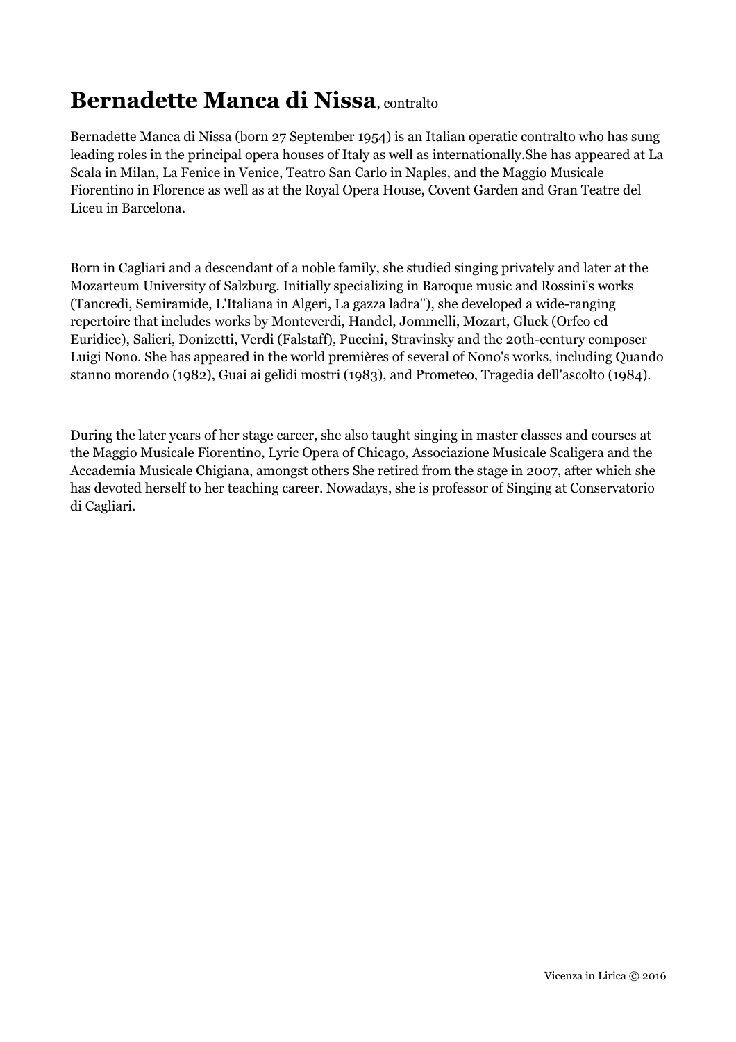# **Bernadette Manca di Nissa**, contralto

Bernadette Manca di Nissa (born 27 September 1954) is an Italian operatic contralto who has sung leading roles in the principal opera houses of Italy as well as internationally.She has appeared at La Scala in Milan, La Fenice in Venice, Teatro San Carlo in Naples, and the Maggio Musicale Fiorentino in Florence as well as at the Royal Opera House, Covent Garden and Gran Teatre del Liceu in Barcelona.

Born in Cagliari and a descendant of a noble family, she studied singing privately and later at the Mozarteum University of Salzburg. Initially specializing in Baroque music and Rossini's works (Tancredi, Semiramide, L'Italiana in Algeri, La gazza ladra''), she developed a wide-ranging repertoire that includes works by Monteverdi, Handel, Jommelli, Mozart, Gluck (Orfeo ed Euridice), Salieri, Donizetti, Verdi (Falstaff), Puccini, Stravinsky and the 20th-century composer Luigi Nono. She has appeared in the world premières of several of Nono's works, including Quando stanno morendo (1982), Guai ai gelidi mostri (1983), and Prometeo, Tragedia dell'ascolto (1984).

During the later years of her stage career, she also taught singing in master classes and courses at the Maggio Musicale Fiorentino, Lyric Opera of Chicago, Associazione Musicale Scaligera and the Accademia Musicale Chigiana, amongst others She retired from the stage in 2007, after which she has devoted herself to her teaching career. Nowadays, she is professor of Singing at Conservatorio di Cagliari.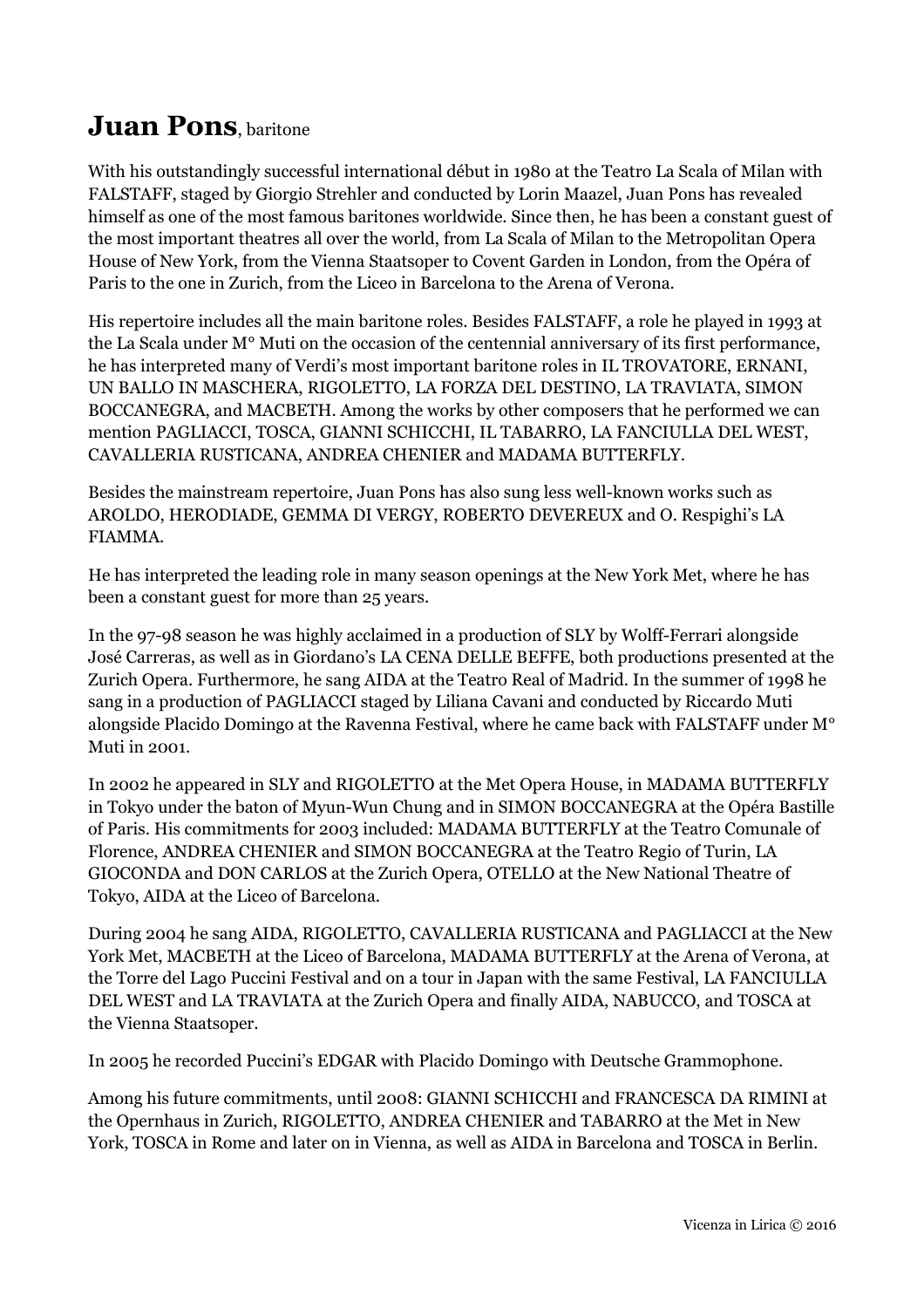# **Juan Pons**, baritone

With his outstandingly successful international début in 1980 at the Teatro La Scala of Milan with FALSTAFF, staged by Giorgio Strehler and conducted by Lorin Maazel, Juan Pons has revealed himself as one of the most famous baritones worldwide. Since then, he has been a constant guest of the most important theatres all over the world, from La Scala of Milan to the Metropolitan Opera House of New York, from the Vienna Staatsoper to Covent Garden in London, from the Opéra of Paris to the one in Zurich, from the Liceo in Barcelona to the Arena of Verona.

His repertoire includes all the main baritone roles. Besides FALSTAFF, a role he played in 1993 at the La Scala under M° Muti on the occasion of the centennial anniversary of its first performance, he has interpreted many of Verdi's most important baritone roles in IL TROVATORE, ERNANI, UN BALLO IN MASCHERA, RIGOLETTO, LA FORZA DEL DESTINO, LA TRAVIATA, SIMON BOCCANEGRA, and MACBETH. Among the works by other composers that he performed we can mention PAGLIACCI, TOSCA, GIANNI SCHICCHI, IL TABARRO, LA FANCIULLA DEL WEST, CAVALLERIA RUSTICANA, ANDREA CHENIER and MADAMA BUTTERFLY.

Besides the mainstream repertoire, Juan Pons has also sung less well-known works such as AROLDO, HERODIADE, GEMMA DI VERGY, ROBERTO DEVEREUX and O. Respighi's LA FIAMMA.

He has interpreted the leading role in many season openings at the New York Met, where he has been a constant guest for more than 25 years.

In the 97-98 season he was highly acclaimed in a production of SLY by Wolff-Ferrari alongside José Carreras, as well as in Giordano's LA CENA DELLE BEFFE, both productions presented at the Zurich Opera. Furthermore, he sang AIDA at the Teatro Real of Madrid. In the summer of 1998 he sang in a production of PAGLIACCI staged by Liliana Cavani and conducted by Riccardo Muti alongside Placido Domingo at the Ravenna Festival, where he came back with FALSTAFF under M° Muti in 2001.

In 2002 he appeared in SLY and RIGOLETTO at the Met Opera House, in MADAMA BUTTERFLY in Tokyo under the baton of Myun-Wun Chung and in SIMON BOCCANEGRA at the Opéra Bastille of Paris. His commitments for 2003 included: MADAMA BUTTERFLY at the Teatro Comunale of Florence, ANDREA CHENIER and SIMON BOCCANEGRA at the Teatro Regio of Turin, LA GIOCONDA and DON CARLOS at the Zurich Opera, OTELLO at the New National Theatre of Tokyo, AIDA at the Liceo of Barcelona.

During 2004 he sang AIDA, RIGOLETTO, CAVALLERIA RUSTICANA and PAGLIACCI at the New York Met, MACBETH at the Liceo of Barcelona, MADAMA BUTTERFLY at the Arena of Verona, at the Torre del Lago Puccini Festival and on a tour in Japan with the same Festival, LA FANCIULLA DEL WEST and LA TRAVIATA at the Zurich Opera and finally AIDA, NABUCCO, and TOSCA at the Vienna Staatsoper.

In 2005 he recorded Puccini's EDGAR with Placido Domingo with Deutsche Grammophone.

Among his future commitments, until 2008: GIANNI SCHICCHI and FRANCESCA DA RIMINI at the Opernhaus in Zurich, RIGOLETTO, ANDREA CHENIER and TABARRO at the Met in New York, TOSCA in Rome and later on in Vienna, as well as AIDA in Barcelona and TOSCA in Berlin.

Vicenza in Lirica © 2016